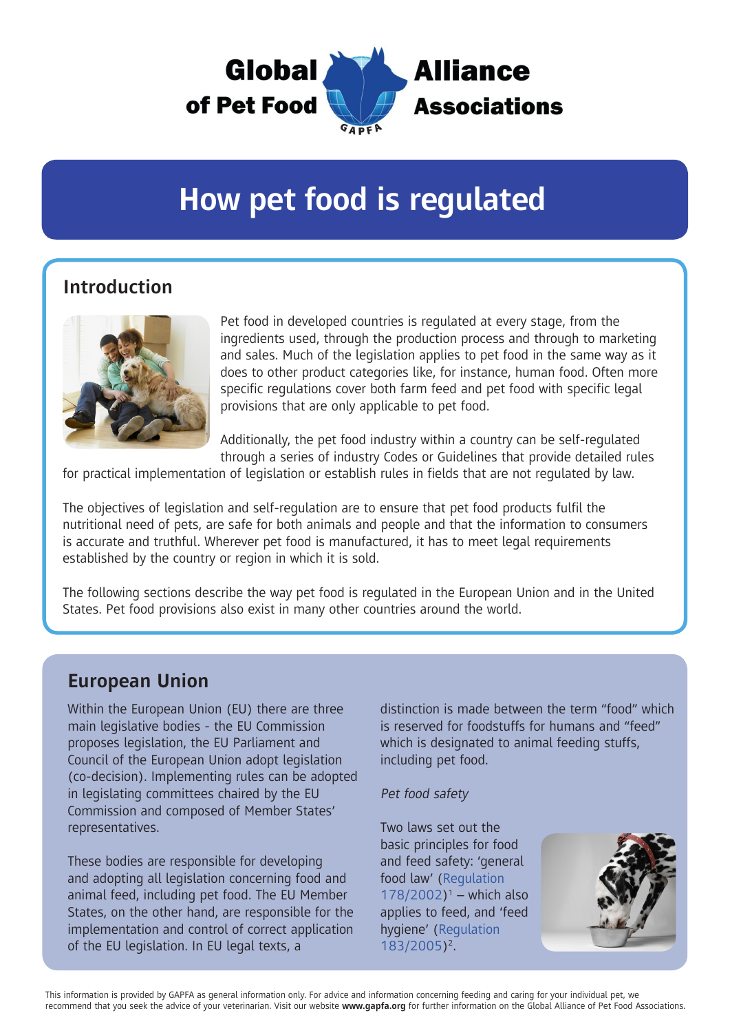# Global Alliance of Pet Food Associations

# How pet food is regulated

## Introduction

Pet food in developed countries is regulated at every stage, from the ingredients used, through the production process and through to marketing and sales. Much of the legislation applies to pet food in the same way as it does to other product categories like, for instance, human food. Often more specific regulations cover both farm feed and pet food with specific legal provisions that are only applicable to pet food.

Additionally, the pet food industry within a country can be self-regulated through a series of industry Codes or Guidelines that provide detailed rules for practical implementation of legislation or establish rules in fields that are not regulated by law.

The objectives of legislation and self-regulation are to ensure that pet food products fulfil the nutritional need of pets, are safe for both animals and people and that the information to consumers is accurate and truthful. Wherever pet food is manufactured, it has to meet legal requirements established by the country or region in which it is sold.

The following sections describe the way pet food is regulated in the European Union and in the United States. Pet food provisions also exist in many other countries around the world.

## European Union

Within the European Union (EU) there are three main legislative bodies - the EU Commission proposes legislation, the EU Parliament and Council of the European Union adopt legislation (co-decision). Implementing rules can be adopted in legislating committees chaired by the EU Commission and composed of Member States' representatives.

These bodies are responsible for developing and adopting all legislation concerning food and animal feed, including pet food. The EU Member States, on the other hand, are responsible for the implementation and control of correct application of the EU legislation. In EU legal texts, a distinction is made between the term "food" which is reserved for foodstuffs for humans and "feed" which is designated to animal feeding stuffs, including pet food.

*Pet food safety*

Two laws set out the basic principles for food and feed safety: 'general food law' (Regulation 178/2002)[1] – which also applies to feed, and 'feed hygiene' (Regulation 183/2005)[2].

This information is provided by GAPFA as general information only. For advice and information concerning feeding and caring for your individual pet, we recommend that you seek the advice of your veterinarian. Visit our website **www.gapfa.org** for further information on the Global Alliance of Pet Food Associations.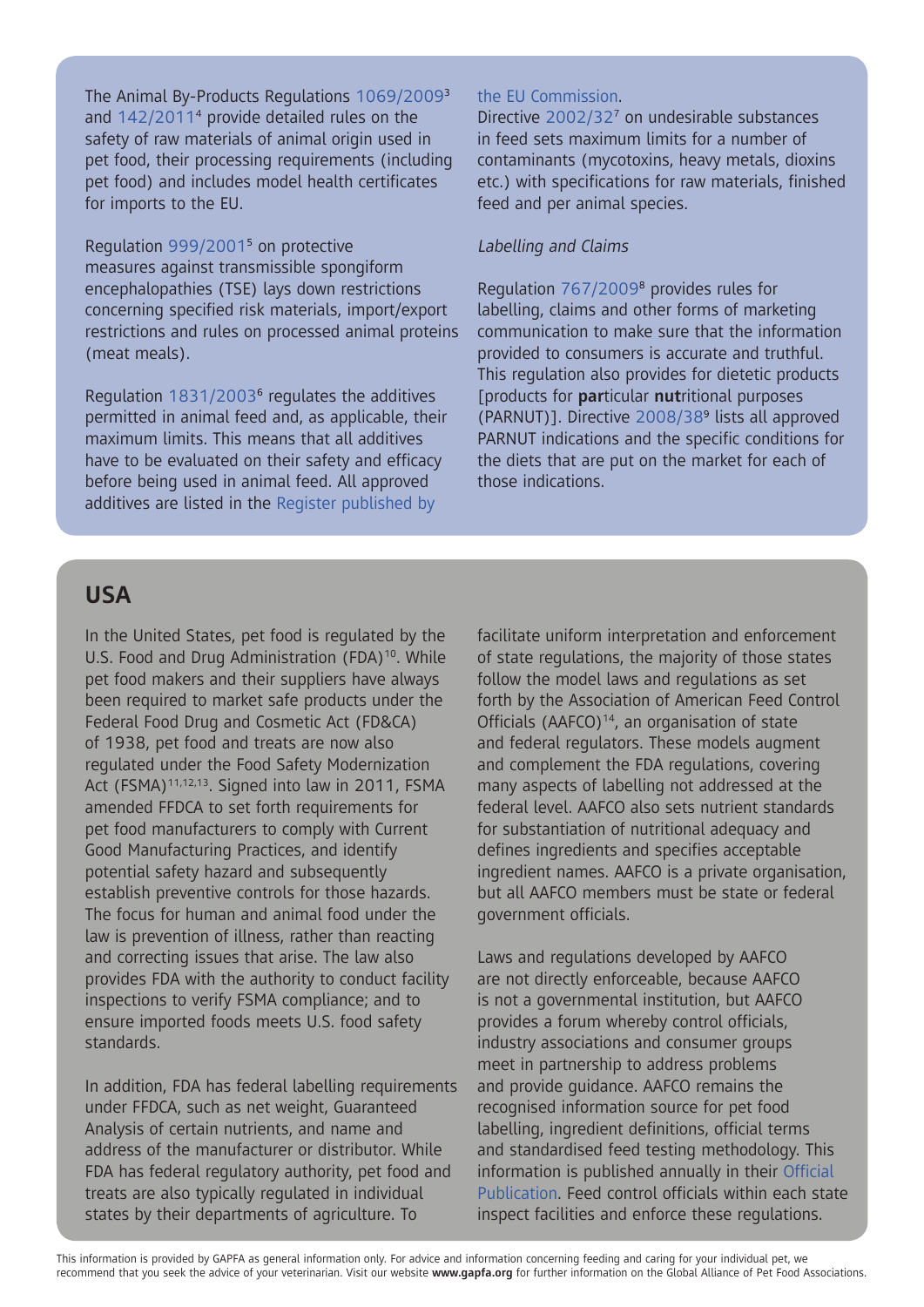The Animal By-Products Regulations 1069/2009[3] and 142/2011[4] provide detailed rules on the safety of raw materials of animal origin used in pet food, their processing requirements (including pet food) and includes model health certificates for imports to the EU.

Regulation 999/2001[5] on protective measures against transmissible spongiform encephalopathies (TSE) lays down restrictions concerning specified risk materials, import/export restrictions and rules on processed animal proteins (meat meals).

Regulation 1831/2003[6] regulates the additives permitted in animal feed and, as applicable, their maximum limits. This means that all additives have to be evaluated on their safety and efficacy before being used in animal feed. All approved additives are listed in the Register published by the EU Commission.

Directive 2002/32[7] on undesirable substances in feed sets maximum limits for a number of contaminants (mycotoxins, heavy metals, dioxins etc.) with specifications for raw materials, finished feed and per animal species.

*Labelling and Claims*

Regulation 767/2009[8] provides rules for labelling, claims and other forms of marketing communication to make sure that the information provided to consumers is accurate and truthful. This regulation also provides for dietetic products [products for **par**ticular **nut**ritional purposes (PARNUT)]. Directive 2008/38[9] lists all approved PARNUT indications and the specific conditions for the diets that are put on the market for each of those indications.

## USA

In the United States, pet food is regulated by the U.S. Food and Drug Administration (FDA)[10]. While pet food makers and their suppliers have always been required to market safe products under the Federal Food Drug and Cosmetic Act (FD&CA) of 1938, pet food and treats are now also regulated under the Food Safety Modernization Act (FSMA)[11,12,13]. Signed into law in 2011, FSMA amended FFDCA to set forth requirements for pet food manufacturers to comply with Current Good Manufacturing Practices, and identify potential safety hazard and subsequently establish preventive controls for those hazards. The focus for human and animal food under the law is prevention of illness, rather than reacting and correcting issues that arise. The law also provides FDA with the authority to conduct facility inspections to verify FSMA compliance; and to ensure imported foods meets U.S. food safety standards.

In addition, FDA has federal labelling requirements under FFDCA, such as net weight, Guaranteed Analysis of certain nutrients, and name and address of the manufacturer or distributor. While FDA has federal regulatory authority, pet food and treats are also typically regulated in individual states by their departments of agriculture. To facilitate uniform interpretation and enforcement of state regulations, the majority of those states follow the model laws and regulations as set forth by the Association of American Feed Control Officials (AAFCO)[14], an organisation of state and federal regulators. These models augment and complement the FDA regulations, covering many aspects of labelling not addressed at the federal level. AAFCO also sets nutrient standards for substantiation of nutritional adequacy and defines ingredients and specifies acceptable ingredient names. AAFCO is a private organisation, but all AAFCO members must be state or federal government officials.

Laws and regulations developed by AAFCO are not directly enforceable, because AAFCO is not a governmental institution, but AAFCO provides a forum whereby control officials, industry associations and consumer groups meet in partnership to address problems and provide guidance. AAFCO remains the recognised information source for pet food labelling, ingredient definitions, official terms and standardised feed testing methodology. This information is published annually in their Official Publication. Feed control officials within each state inspect facilities and enforce these regulations.

This information is provided by GAPFA as general information only. For advice and information concerning feeding and caring for your individual pet, we recommend that you seek the advice of your veterinarian. Visit our website **www.gapfa.org** for further information on the Global Alliance of Pet Food Associations.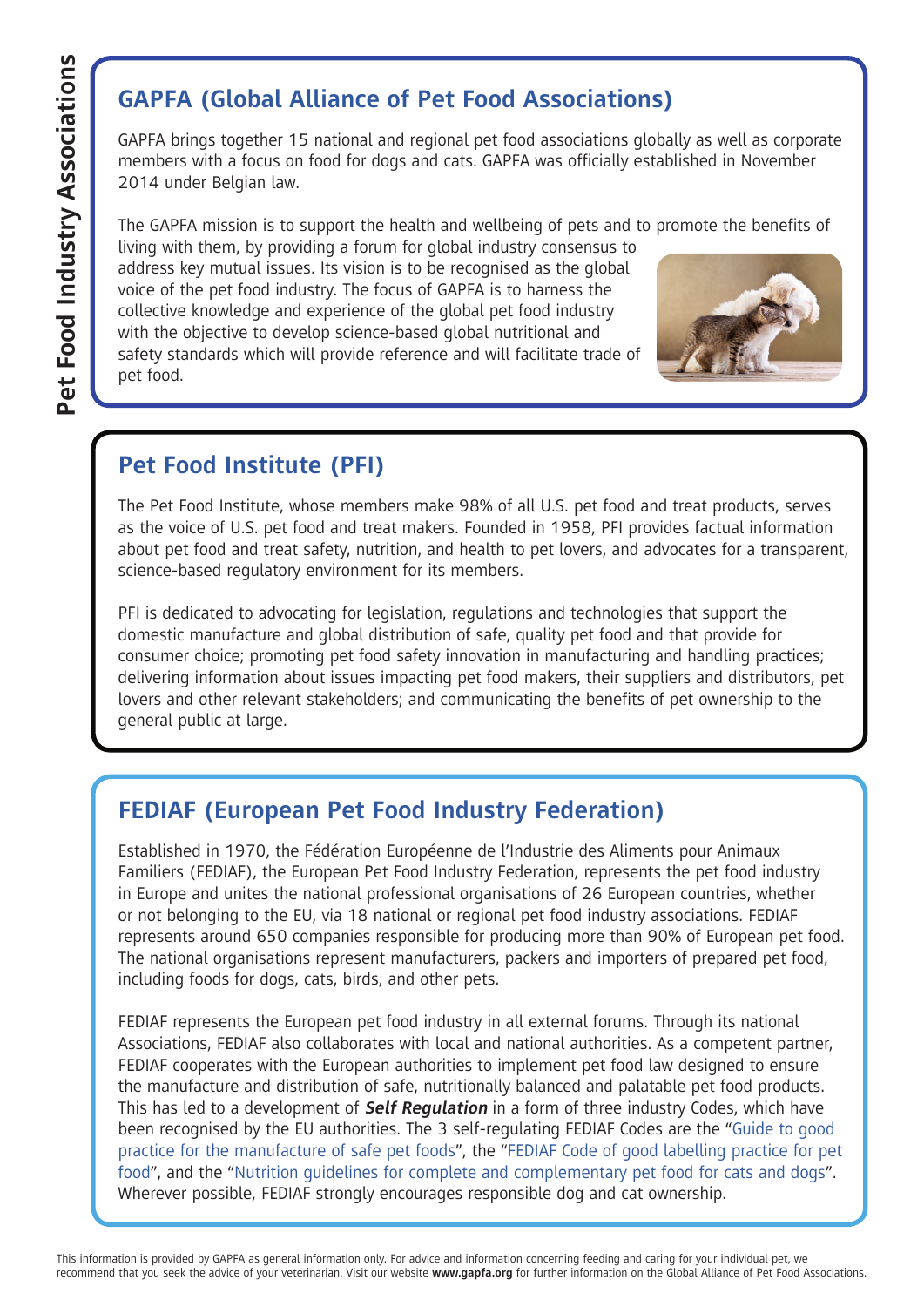## GAPFA (Global Alliance of Pet Food Associations)

GAPFA brings together 15 national and regional pet food associations globally as well as corporate members with a focus on food for dogs and cats. GAPFA was officially established in November 2014 under Belgian law.

The GAPFA mission is to support the health and wellbeing of pets and to promote the benefits of living with them, by providing a forum for global industry consensus to address key mutual issues. Its vision is to be recognised as the global voice of the pet food industry. The focus of GAPFA is to harness the collective knowledge and experience of the global pet food industry with the objective to develop science-based global nutritional and safety standards which will provide reference and will facilitate trade of pet food.

## Pet Food Institute (PFI)

The Pet Food Institute, whose members make 98% of all U.S. pet food and treat products, serves as the voice of U.S. pet food and treat makers. Founded in 1958, PFI provides factual information about pet food and treat safety, nutrition, and health to pet lovers, and advocates for a transparent, science-based regulatory environment for its members.

PFI is dedicated to advocating for legislation, regulations and technologies that support the domestic manufacture and global distribution of safe, quality pet food and that provide for consumer choice; promoting pet food safety innovation in manufacturing and handling practices; delivering information about issues impacting pet food makers, their suppliers and distributors, pet lovers and other relevant stakeholders; and communicating the benefits of pet ownership to the general public at large.

## FEDIAF (European Pet Food Industry Federation)

Established in 1970, the Fédération Européenne de l'Industrie des Aliments pour Animaux Familiers (FEDIAF), the European Pet Food Industry Federation, represents the pet food industry in Europe and unites the national professional organisations of 26 European countries, whether or not belonging to the EU, via 18 national or regional pet food industry associations. FEDIAF represents around 650 companies responsible for producing more than 90% of European pet food. The national organisations represent manufacturers, packers and importers of prepared pet food, including foods for dogs, cats, birds, and other pets.

FEDIAF represents the European pet food industry in all external forums. Through its national Associations, FEDIAF also collaborates with local and national authorities. As a competent partner, FEDIAF cooperates with the European authorities to implement pet food law designed to ensure the manufacture and distribution of safe, nutritionally balanced and palatable pet food products. This has led to a development of ***Self Regulation*** in a form of three industry Codes, which have been recognised by the EU authorities. The 3 self-regulating FEDIAF Codes are the "Guide to good practice for the manufacture of safe pet foods", the "FEDIAF Code of good labelling practice for pet food", and the "Nutrition guidelines for complete and complementary pet food for cats and dogs". Wherever possible, FEDIAF strongly encourages responsible dog and cat ownership.

This information is provided by GAPFA as general information only. For advice and information concerning feeding and caring for your individual pet, we recommend that you seek the advice of your veterinarian. Visit our website **www.gapfa.org** for further information on the Global Alliance of Pet Food Associations.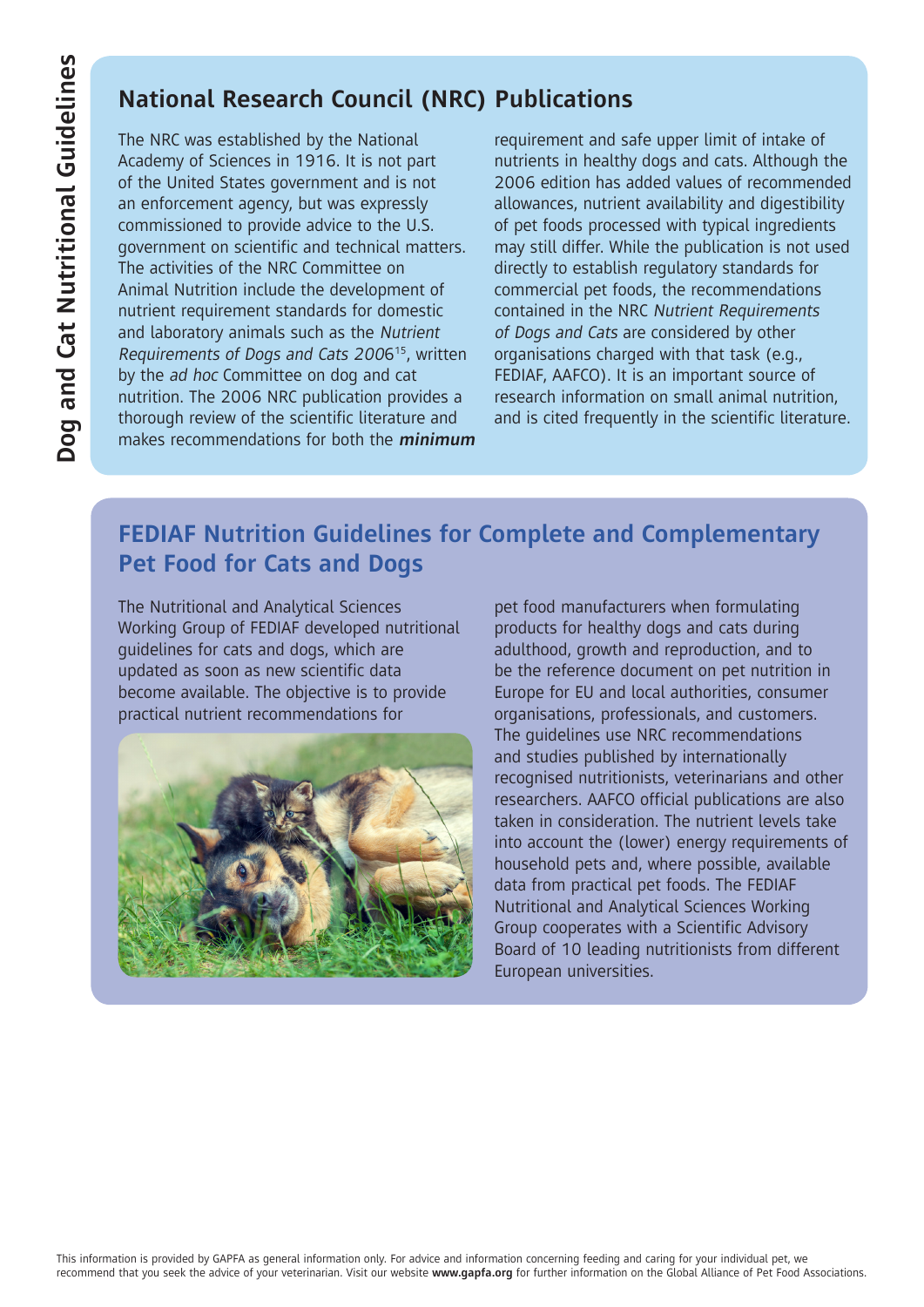## National Research Council (NRC) Publications

The NRC was established by the National Academy of Sciences in 1916. It is not part of the United States government and is not an enforcement agency, but was expressly commissioned to provide advice to the U.S. government on scientific and technical matters. The activities of the NRC Committee on Animal Nutrition include the development of nutrient requirement standards for domestic and laboratory animals such as the *Nutrient Requirements of Dogs and Cats 2006*[15], written by the *ad hoc* Committee on dog and cat nutrition. The 2006 NRC publication provides a thorough review of the scientific literature and makes recommendations for both the ***minimum*** requirement and safe upper limit of intake of nutrients in healthy dogs and cats. Although the 2006 edition has added values of recommended allowances, nutrient availability and digestibility of pet foods processed with typical ingredients may still differ. While the publication is not used directly to establish regulatory standards for commercial pet foods, the recommendations contained in the NRC *Nutrient Requirements of Dogs and Cats* are considered by other organisations charged with that task (e.g., FEDIAF, AAFCO). It is an important source of research information on small animal nutrition, and is cited frequently in the scientific literature.

## FEDIAF Nutrition Guidelines for Complete and Complementary Pet Food for Cats and Dogs

The Nutritional and Analytical Sciences Working Group of FEDIAF developed nutritional guidelines for cats and dogs, which are updated as soon as new scientific data become available. The objective is to provide practical nutrient recommendations for pet food manufacturers when formulating products for healthy dogs and cats during adulthood, growth and reproduction, and to be the reference document on pet nutrition in Europe for EU and local authorities, consumer organisations, professionals, and customers. The guidelines use NRC recommendations and studies published by internationally recognised nutritionists, veterinarians and other researchers. AAFCO official publications are also taken in consideration. The nutrient levels take into account the (lower) energy requirements of household pets and, where possible, available data from practical pet foods. The FEDIAF Nutritional and Analytical Sciences Working Group cooperates with a Scientific Advisory Board of 10 leading nutritionists from different European universities.

This information is provided by GAPFA as general information only. For advice and information concerning feeding and caring for your individual pet, we recommend that you seek the advice of your veterinarian. Visit our website **www.gapfa.org** for further information on the Global Alliance of Pet Food Associations.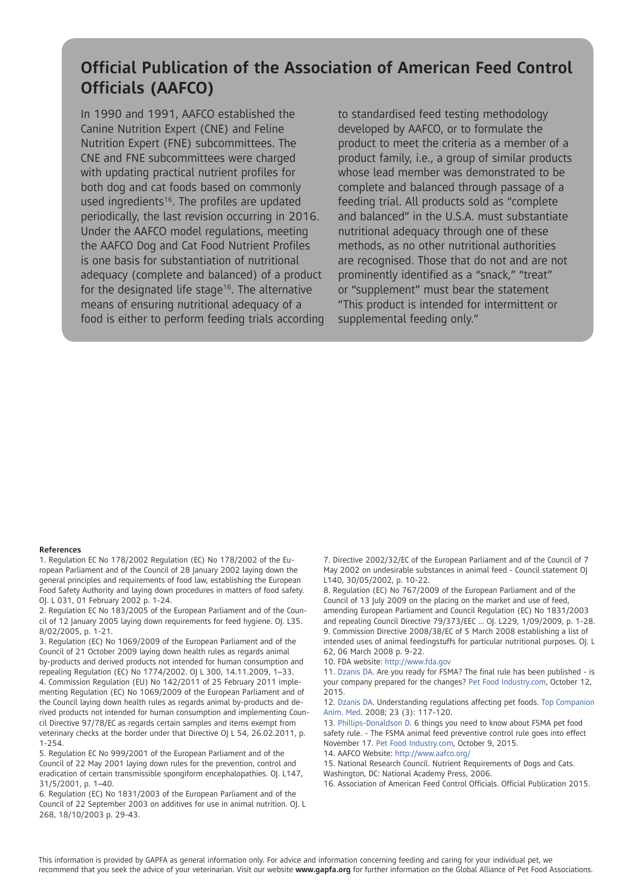## Official Publication of the Association of American Feed Control Officials (AAFCO)

In 1990 and 1991, AAFCO established the Canine Nutrition Expert (CNE) and Feline Nutrition Expert (FNE) subcommittees. The CNE and FNE subcommittees were charged with updating practical nutrient profiles for both dog and cat foods based on commonly used ingredients[16]. The profiles are updated periodically, the last revision occurring in 2016. Under the AAFCO model regulations, meeting the AAFCO Dog and Cat Food Nutrient Profiles is one basis for substantiation of nutritional adequacy (complete and balanced) of a product for the designated life stage[16]. The alternative means of ensuring nutritional adequacy of a food is either to perform feeding trials according to standardised feed testing methodology developed by AAFCO, or to formulate the product to meet the criteria as a member of a product family, i.e., a group of similar products whose lead member was demonstrated to be complete and balanced through passage of a feeding trial. All products sold as "complete and balanced" in the U.S.A. must substantiate nutritional adequacy through one of these methods, as no other nutritional authorities are recognised. Those that do not and are not prominently identified as a "snack," "treat" or "supplement" must bear the statement "This product is intended for intermittent or supplemental feeding only."

**References**

1. Regulation EC No 178/2002 Regulation (EC) No 178/2002 of the European Parliament and of the Council of 28 January 2002 laying down the general principles and requirements of food law, establishing the European Food Safety Authority and laying down procedures in matters of food safety. OJ. L 031, 01 February 2002 p. 1-24.
2. Regulation EC No 183/2005 of the European Parliament and of the Council of 12 January 2005 laying down requirements for feed hygiene. OJ. L35. 8/02/2005, p. 1-21.
3. Regulation (EC) No 1069/2009 of the European Parliament and of the Council of 21 October 2009 laying down health rules as regards animal by-products and derived products not intended for human consumption and repealing Regulation (EC) No 1774/2002. OJ L 300, 14.11.2009, 1–33.
4. Commission Regulation (EU) No 142/2011 of 25 February 2011 implementing Regulation (EC) No 1069/2009 of the European Parliament and of the Council laying down health rules as regards animal by-products and derived products not intended for human consumption and implementing Council Directive 97/78/EC as regards certain samples and items exempt from veterinary checks at the border under that Directive OJ L 54, 26.02.2011, p. 1-254.
5. Regulation EC No 999/2001 of the European Parliament and of the Council of 22 May 2001 laying down rules for the prevention, control and eradication of certain transmissible spongiform encephalopathies. OJ. L147, 31/5/2001, p. 1–40.
6. Regulation (EC) No 1831/2003 of the European Parliament and of the Council of 22 September 2003 on additives for use in animal nutrition. OJ. L 268, 18/10/2003 p. 29-43.
7. Directive 2002/32/EC of the European Parliament and of the Council of 7 May 2002 on undesirable substances in animal feed - Council statement OJ L140, 30/05/2002, p. 10-22.
8. Regulation (EC) No 767/2009 of the European Parliament and of the Council of 13 July 2009 on the placing on the market and use of feed, amending European Parliament and Council Regulation (EC) No 1831/2003 and repealing Council Directive 79/373/EEC ... OJ. L229, 1/09/2009, p. 1-28.
9. Commission Directive 2008/38/EC of 5 March 2008 establishing a list of intended uses of animal feedingstuffs for particular nutritional purposes. OJ. L 62, 06 March 2008 p. 9-22.
10. FDA website: http://www.fda.gov
11. Dzanis DA. Are you ready for FSMA? The final rule has been published - is your company prepared for the changes? Pet Food Industry.com, October 12, 2015.
12. Dzanis DA. Understanding regulations affecting pet foods. Top Companion Anim. Med. 2008; 23 (3): 117-120.
13. Phillips-Donaldson D. 6 things you need to know about FSMA pet food safety rule. - The FSMA animal feed preventive control rule goes into effect November 17. Pet Food Industry.com, October 9, 2015.
14. AAFCO Website: http://www.aafco.org/
15. National Research Council. Nutrient Requirements of Dogs and Cats. Washington, DC: National Academy Press, 2006.
16. Association of American Feed Control Officials. Official Publication 2015.

This information is provided by GAPFA as general information only. For advice and information concerning feeding and caring for your individual pet, we recommend that you seek the advice of your veterinarian. Visit our website **www.gapfa.org** for further information on the Global Alliance of Pet Food Associations.